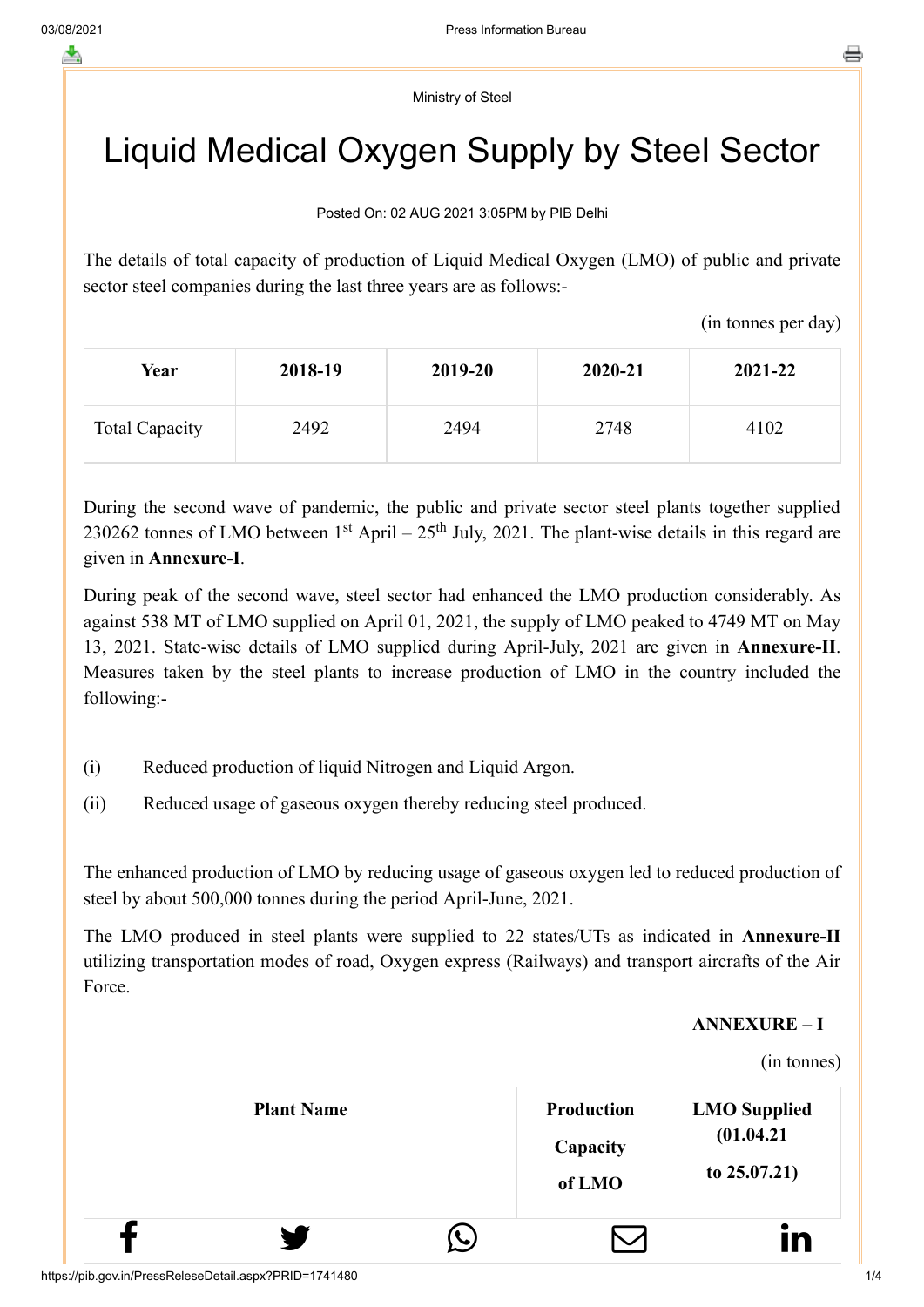Ministry of Steel

# Liquid Medical Oxygen Supply by Steel Sector

Posted On: 02 AUG 2021 3:05PM by PIB Delhi

The details of total capacity of production of Liquid Medical Oxygen (LMO) of public and private sector steel companies during the last three years are as follows:-

(in tonnes per day)

| Year | 2018-19 | 2019-20 | 2020-21 | 2021-22 |
|---|---|---|---|---|
| Total Capacity | 2492 | 2494 | 2748 | 4102 |

During the second wave of pandemic, the public and private sector steel plants together supplied 230262 tonnes of LMO between 1st April – 25th July, 2021. The plant-wise details in this regard are given in **Annexure-I**.

During peak of the second wave, steel sector had enhanced the LMO production considerably. As against 538 MT of LMO supplied on April 01, 2021, the supply of LMO peaked to 4749 MT on May 13, 2021. State-wise details of LMO supplied during April-July, 2021 are given in **Annexure-II**. Measures taken by the steel plants to increase production of LMO in the country included the following:-

(i) Reduced production of liquid Nitrogen and Liquid Argon.

(ii) Reduced usage of gaseous oxygen thereby reducing steel produced.

The enhanced production of LMO by reducing usage of gaseous oxygen led to reduced production of steel by about 500,000 tonnes during the period April-June, 2021.

The LMO produced in steel plants were supplied to 22 states/UTs as indicated in **Annexure-II** utilizing transportation modes of road, Oxygen express (Railways) and transport aircrafts of the Air Force.

**ANNEXURE – I**

(in tonnes)

| Plant Name | Production Capacity of LMO | LMO Supplied (01.04.21 to 25.07.21) |
|---|---|---|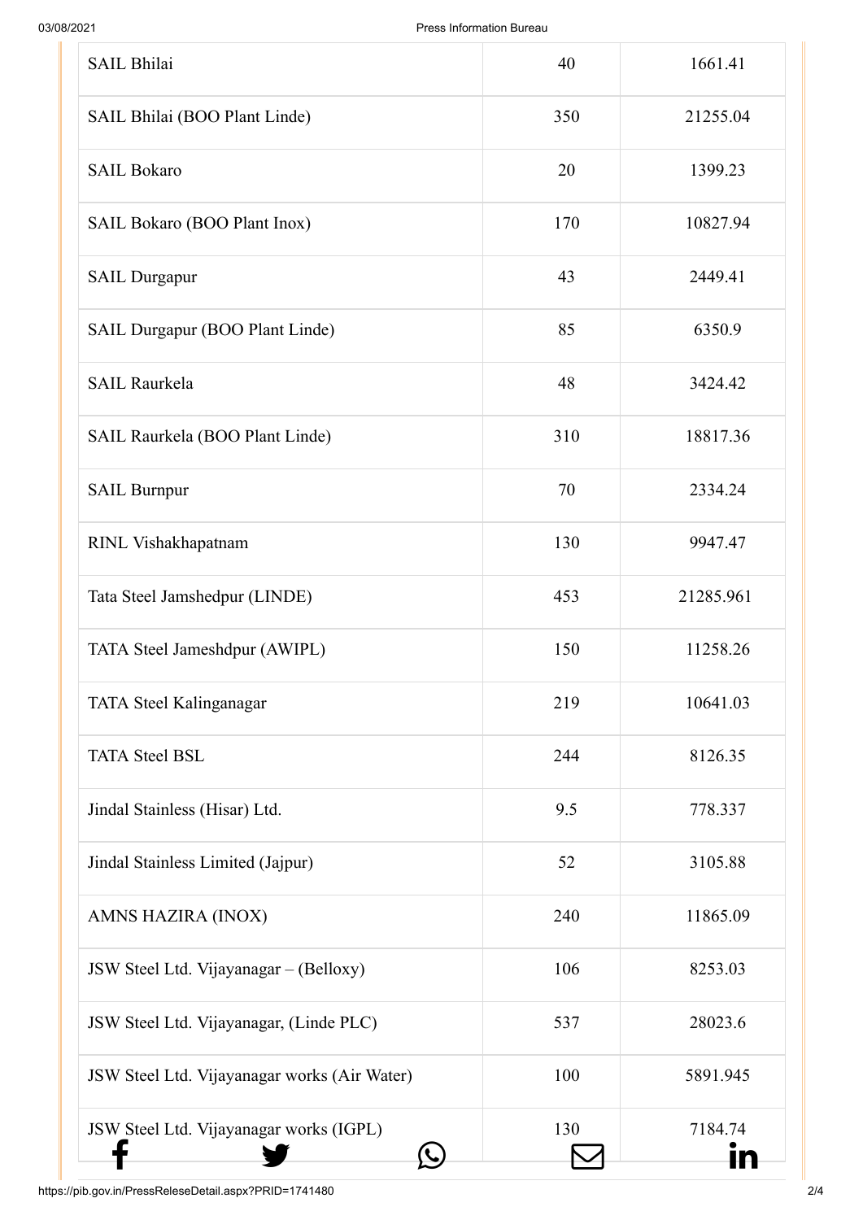| | | |
|---|---|---|
| SAIL Bhilai | 40 | 1661.41 |
| SAIL Bhilai (BOO Plant Linde) | 350 | 21255.04 |
| SAIL Bokaro | 20 | 1399.23 |
| SAIL Bokaro (BOO Plant Inox) | 170 | 10827.94 |
| SAIL Durgapur | 43 | 2449.41 |
| SAIL Durgapur (BOO Plant Linde) | 85 | 6350.9 |
| SAIL Raurkela | 48 | 3424.42 |
| SAIL Raurkela (BOO Plant Linde) | 310 | 18817.36 |
| SAIL Burnpur | 70 | 2334.24 |
| RINL Vishakhapatnam | 130 | 9947.47 |
| Tata Steel Jamshedpur (LINDE) | 453 | 21285.961 |
| TATA Steel Jameshdpur (AWIPL) | 150 | 11258.26 |
| TATA Steel Kalinganagar | 219 | 10641.03 |
| TATA Steel BSL | 244 | 8126.35 |
| Jindal Stainless (Hisar) Ltd. | 9.5 | 778.337 |
| Jindal Stainless Limited (Jajpur) | 52 | 3105.88 |
| AMNS HAZIRA (INOX) | 240 | 11865.09 |
| JSW Steel Ltd. Vijayanagar – (Belloxy) | 106 | 8253.03 |
| JSW Steel Ltd. Vijayanagar, (Linde PLC) | 537 | 28023.6 |
| JSW Steel Ltd. Vijayanagar works (Air Water) | 100 | 5891.945 |
| JSW Steel Ltd. Vijayanagar works (IGPL) | 130 | 7184.74 |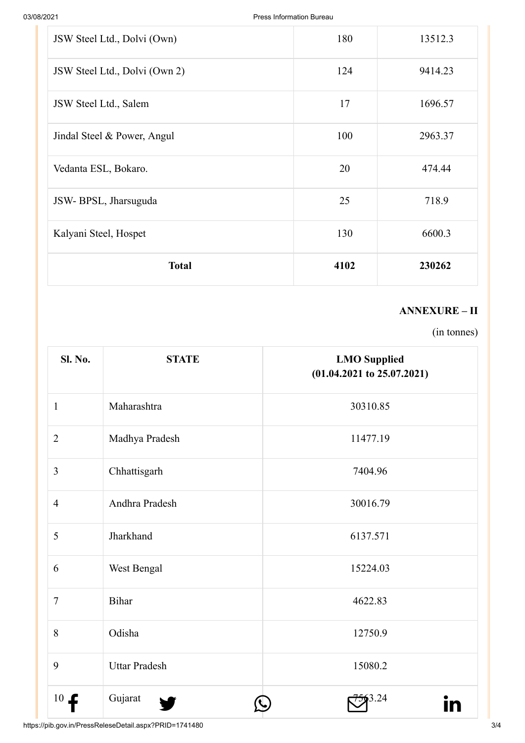| JSW Steel Ltd., Dolvi (Own) | 180 | 13512.3 |
|---|---|---|
| JSW Steel Ltd., Dolvi (Own 2) | 124 | 9414.23 |
| JSW Steel Ltd., Salem | 17 | 1696.57 |
| Jindal Steel & Power, Angul | 100 | 2963.37 |
| Vedanta ESL, Bokaro. | 20 | 474.44 |
| JSW- BPSL, Jharsuguda | 25 | 718.9 |
| Kalyani Steel, Hospet | 130 | 6600.3 |
| **Total** | **4102** | **230262** |

**ANNEXURE – II**

(in tonnes)

| Sl. No. | STATE | LMO Supplied (01.04.2021 to 25.07.2021) |
|---|---|---|
| 1 | Maharashtra | 30310.85 |
| 2 | Madhya Pradesh | 11477.19 |
| 3 | Chhattisgarh | 7404.96 |
| 4 | Andhra Pradesh | 30016.79 |
| 5 | Jharkhand | 6137.571 |
| 6 | West Bengal | 15224.03 |
| 7 | Bihar | 4622.83 |
| 8 | Odisha | 12750.9 |
| 9 | Uttar Pradesh | 15080.2 |
| 10 | Gujarat | 7563.24 |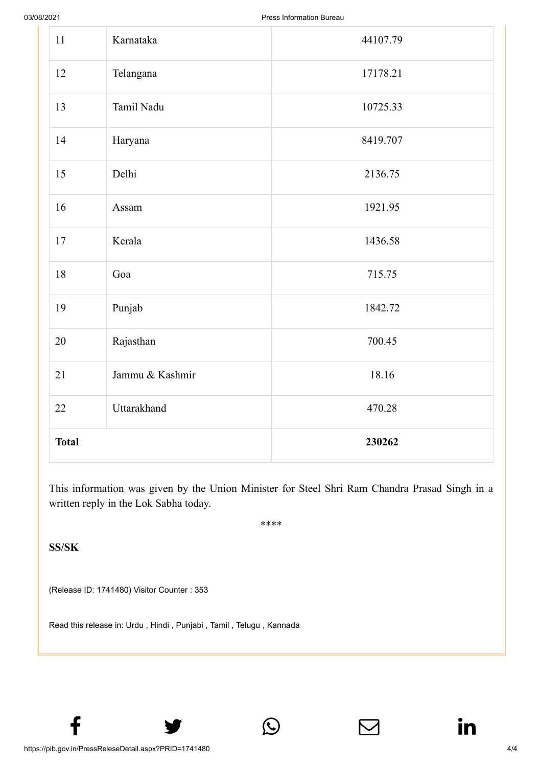| | | |
|---|---|---|
| 11 | Karnataka | 44107.79 |
| 12 | Telangana | 17178.21 |
| 13 | Tamil Nadu | 10725.33 |
| 14 | Haryana | 8419.707 |
| 15 | Delhi | 2136.75 |
| 16 | Assam | 1921.95 |
| 17 | Kerala | 1436.58 |
| 18 | Goa | 715.75 |
| 19 | Punjab | 1842.72 |
| 20 | Rajasthan | 700.45 |
| 21 | Jammu & Kashmir | 18.16 |
| 22 | Uttarakhand | 470.28 |
| **Total** | | **230262** |

This information was given by the Union Minister for Steel Shri Ram Chandra Prasad Singh in a written reply in the Lok Sabha today.

****

**SS/SK**

(Release ID: 1741480) Visitor Counter : 353

Read this release in: Urdu , Hindi , Punjabi , Tamil , Telugu , Kannada